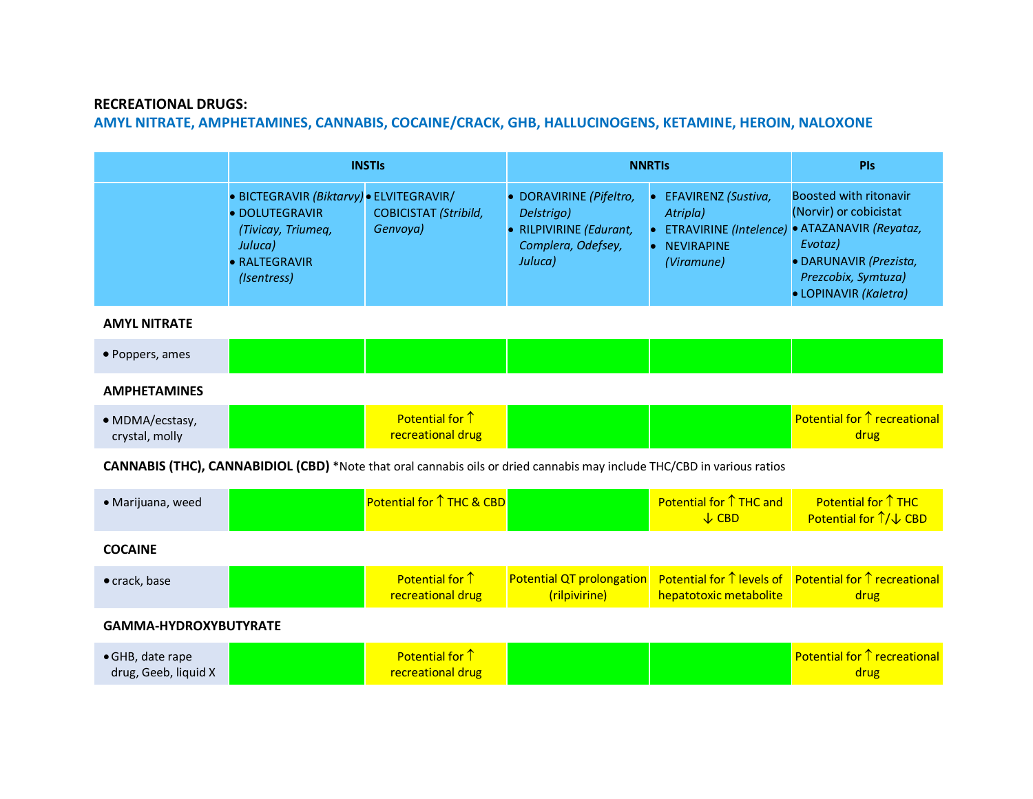**RECREATIONAL DRUGS:**

**AMYL NITRATE, AMPHETAMINES, CANNABIS, COCAINE/CRACK, GHB, HALLUCINOGENS, KETAMINE, HEROIN, NALOXONE**

| | INSTIs | | NNRTIs | | PIs |
|---|---|---|---|---|---|
| | • BICTEGRAVIR *(Biktarvy)* • DOLUTEGRAVIR *(Tivicay, Triumeq, Juluca)* • RALTEGRAVIR *(Isentress)* | • ELVITEGRAVIR/ COBICISTAT *(Stribild, Genvoya)* | • DORAVIRINE *(Pifeltro, Delstrigo)* • RILPIVIRINE *(Edurant, Complera, Odefsey, Juluca)* | • EFAVIRENZ *(Sustiva, Atripla)* • ETRAVIRINE *(Intelence)* • NEVIRAPINE *(Viramune)* | Boosted with ritonavir (Norvir) or cobicistat • ATAZANAVIR *(Reyataz, Evotaz)* • DARUNAVIR *(Prezista, Prezcobix, Symtuza)* • LOPINAVIR *(Kaletra)* |
| **AMYL NITRATE** | | | | | |
| • Poppers, ames | | | | | |
| **AMPHETAMINES** | | | | | |
| • MDMA/ecstasy, crystal, molly | | Potential for ↑ recreational drug | | | Potential for ↑ recreational drug |
| **CANNABIS (THC), CANNABIDIOL (CBD)** *Note that oral cannabis oils or dried cannabis may include THC/CBD in various ratios | | | | | |
| • Marijuana, weed | | Potential for ↑ THC & CBD | | Potential for ↑ THC and ↓ CBD | Potential for ↑ THC Potential for ↑/↓ CBD |
| **COCAINE** | | | | | |
| • crack, base | | Potential for ↑ recreational drug | Potential QT prolongation (rilpivirine) | Potential for ↑ levels of hepatotoxic metabolite | Potential for ↑ recreational drug |
| **GAMMA-HYDROXYBUTYRATE** | | | | | |
| • GHB, date rape drug, Geeb, liquid X | | Potential for ↑ recreational drug | | | Potential for ↑ recreational drug |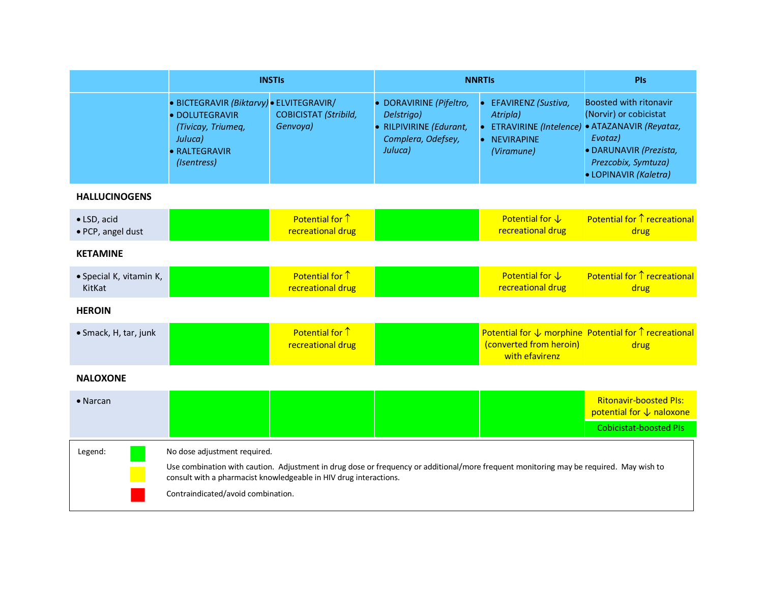| | INSTIs | | NNRTIs | | PIs |
|---|---|---|---|---|---|
| | • BICTEGRAVIR *(Biktarvy)* • DOLUTEGRAVIR *(Tivicay, Triumeq, Juluca)* • RALTEGRAVIR *(Isentress)* | • ELVITEGRAVIR/ COBICISTAT *(Stribild, Genvoya)* | • DORAVIRINE *(Pifeltro, Delstrigo)* • RILPIVIRINE *(Edurant, Complera, Odefsey, Juluca)* | • EFAVIRENZ *(Sustiva, Atripla)* • ETRAVIRINE *(Intelence)* • NEVIRAPINE *(Viramune)* | Boosted with ritonavir (Norvir) or cobicistat • ATAZANAVIR *(Reyataz, Evotaz)* • DARUNAVIR *(Prezista, Prezcobix, Symtuza)* • LOPINAVIR *(Kaletra)* |
| **HALLUCINOGENS** | | | | | |
| • LSD, acid • PCP, angel dust | No dose adjustment required. | Potential for ↑ recreational drug | No dose adjustment required. | Potential for ↓ recreational drug | Potential for ↑ recreational drug |
| **KETAMINE** | | | | | |
| • Special K, vitamin K, KitKat | No dose adjustment required. | Potential for ↑ recreational drug | No dose adjustment required. | Potential for ↓ recreational drug | Potential for ↑ recreational drug |
| **HEROIN** | | | | | |
| • Smack, H, tar, junk | No dose adjustment required. | Potential for ↑ recreational drug | No dose adjustment required. | Potential for ↓ morphine (converted from heroin) with efavirenz | Potential for ↑ recreational drug |
| **NALOXONE** | | | | | |
| • Narcan | No dose adjustment required. | No dose adjustment required. | No dose adjustment required. | No dose adjustment required. | Ritonavir-boosted PIs: potential for ↓ naloxone (use with caution); Cobicistat-boosted PIs (no dose adjustment required) |

Legend:

- Green: No dose adjustment required.
- Yellow: Use combination with caution. Adjustment in drug dose or frequency or additional/more frequent monitoring may be required. May wish to consult with a pharmacist knowledgeable in HIV drug interactions.
- Red: Contraindicated/avoid combination.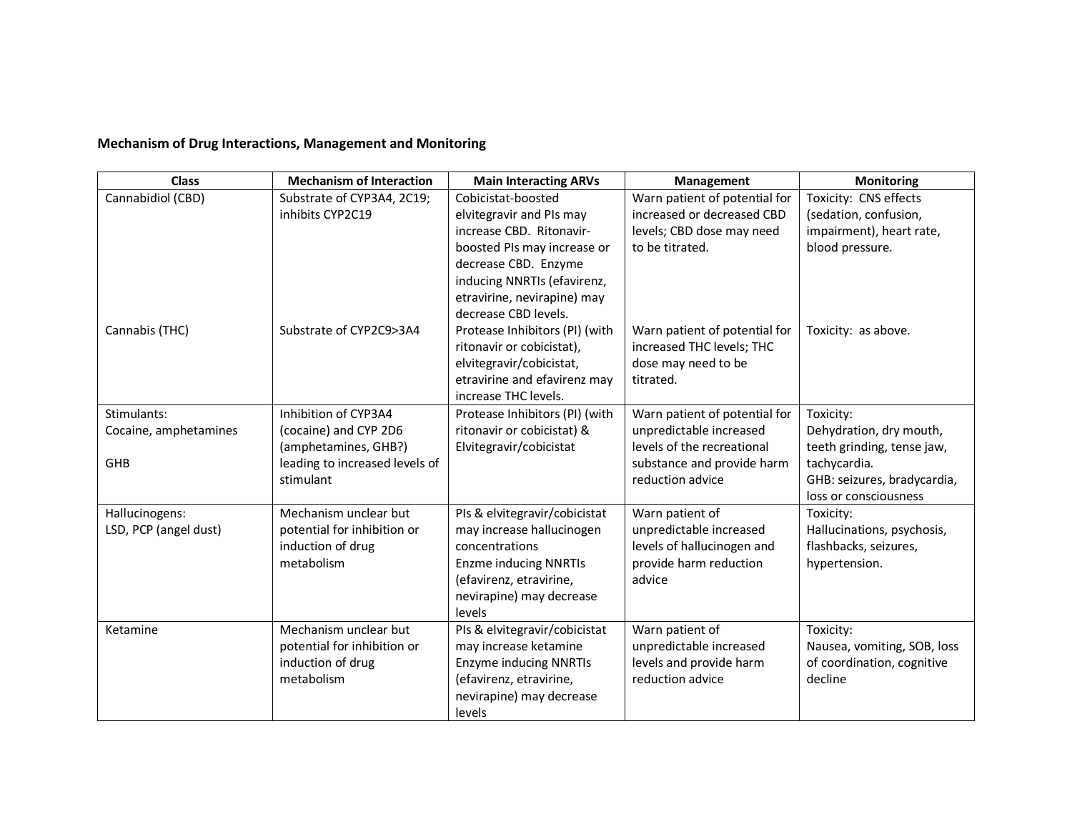**Mechanism of Drug Interactions, Management and Monitoring**

| Class | Mechanism of Interaction | Main Interacting ARVs | Management | Monitoring |
|---|---|---|---|---|
| Cannabidiol (CBD) | Substrate of CYP3A4, 2C19; inhibits CYP2C19 | Cobicistat-boosted elvitegravir and PIs may increase CBD. Ritonavir-boosted PIs may increase or decrease CBD. Enzyme inducing NNRTIs (efavirenz, etravirine, nevirapine) may decrease CBD levels. | Warn patient of potential for increased or decreased CBD levels; CBD dose may need to be titrated. | Toxicity: CNS effects (sedation, confusion, impairment), heart rate, blood pressure. |
| Cannabis (THC) | Substrate of CYP2C9>3A4 | Protease Inhibitors (PI) (with ritonavir or cobicistat), elvitegravir/cobicistat, etravirine and efavirenz may increase THC levels. | Warn patient of potential for increased THC levels; THC dose may need to be titrated. | Toxicity: as above. |
| Stimulants:<br>Cocaine, amphetamines<br><br>GHB | Inhibition of CYP3A4 (cocaine) and CYP 2D6 (amphetamines, GHB?) leading to increased levels of stimulant | Protease Inhibitors (PI) (with ritonavir or cobicistat) & Elvitegravir/cobicistat | Warn patient of potential for unpredictable increased levels of the recreational substance and provide harm reduction advice | Toxicity:<br>Dehydration, dry mouth, teeth grinding, tense jaw, tachycardia.<br>GHB: seizures, bradycardia, loss or consciousness |
| Hallucinogens:<br>LSD, PCP (angel dust) | Mechanism unclear but potential for inhibition or induction of drug metabolism | PIs & elvitegravir/cobicistat may increase hallucinogen concentrations<br>Enzme inducing NNRTIs (efavirenz, etravirine, nevirapine) may decrease levels | Warn patient of unpredictable increased levels of hallucinogen and provide harm reduction advice | Toxicity:<br>Hallucinations, psychosis, flashbacks, seizures, hypertension. |
| Ketamine | Mechanism unclear but potential for inhibition or induction of drug metabolism | PIs & elvitegravir/cobicistat may increase ketamine<br>Enzyme inducing NNRTIs (efavirenz, etravirine, nevirapine) may decrease levels | Warn patient of unpredictable increased levels and provide harm reduction advice | Toxicity:<br>Nausea, vomiting, SOB, loss of coordination, cognitive decline |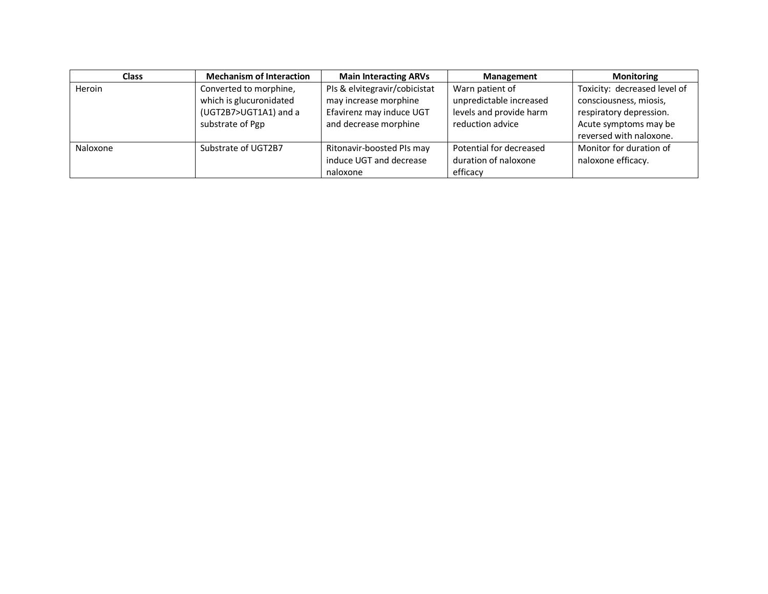| Class | Mechanism of Interaction | Main Interacting ARVs | Management | Monitoring |
|---|---|---|---|---|
| Heroin | Converted to morphine, which is glucuronidated (UGT2B7>UGT1A1) and a substrate of Pgp | PIs & elvitegravir/cobicistat may increase morphine Efavirenz may induce UGT and decrease morphine | Warn patient of unpredictable increased levels and provide harm reduction advice | Toxicity: decreased level of consciousness, miosis, respiratory depression. Acute symptoms may be reversed with naloxone. |
| Naloxone | Substrate of UGT2B7 | Ritonavir-boosted PIs may induce UGT and decrease naloxone | Potential for decreased duration of naloxone efficacy | Monitor for duration of naloxone efficacy. |